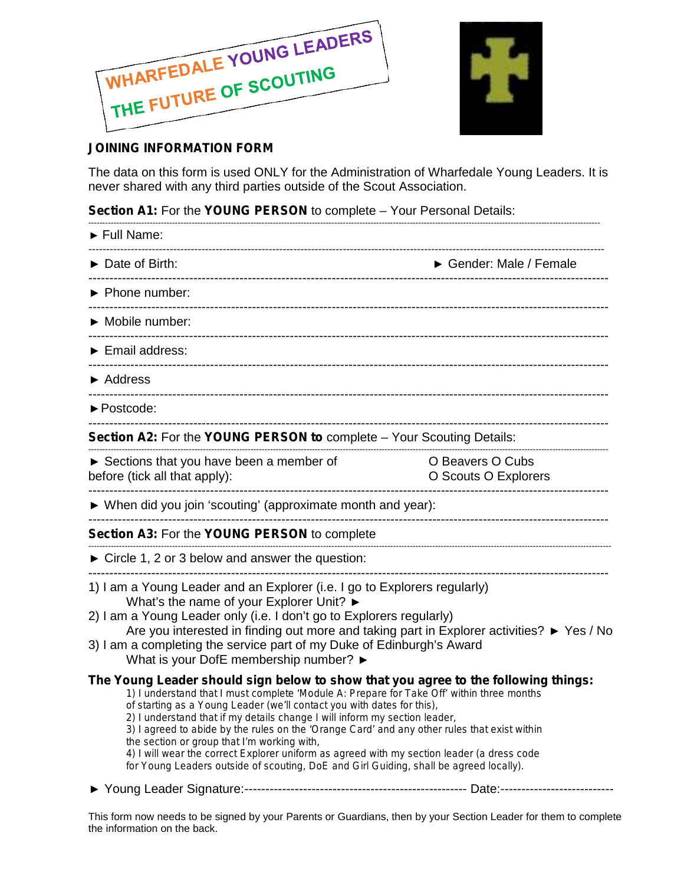WHARFEDALE YOUNG LEADERS
THE FUTURE OF SCOUTING

## JOINING INFORMATION FORM

The data on this form is used ONLY for the Administration of Wharfedale Young Leaders. It is never shared with any third parties outside of the Scout Association.

**Section A1:** For the **YOUNG PERSON** to complete – Your Personal Details:

► Full Name:

► Date of Birth: ► Gender: Male / Female

► Phone number:

► Mobile number:

► Email address:

► Address

►Postcode:

**Section A2:** For the **YOUNG PERSON to** complete – Your Scouting Details:

► Sections that you have been a member of before (tick all that apply): O Beavers O Cubs O Scouts O Explorers

► When did you join 'scouting' (approximate month and year):

**Section A3:** For the **YOUNG PERSON** to complete

► Circle 1, 2 or 3 below and answer the question:

1) I am a Young Leader and an Explorer (i.e. I go to Explorers regularly)
   What's the name of your Explorer Unit? ►
2) I am a Young Leader only (i.e. I don't go to Explorers regularly)
   Are you interested in finding out more and taking part in Explorer activities? ► Yes / No
3) I am a completing the service part of my Duke of Edinburgh's Award
   What is your DofE membership number? ►

**The Young Leader should sign below to show that you agree to the following things:**

1) I understand that I must complete 'Module A: Prepare for Take Off' within three months of starting as a Young Leader (we'll contact you with dates for this),
2) I understand that if my details change I will inform my section leader,
3) I agreed to abide by the rules on the 'Orange Card' and any other rules that exist within the section or group that I'm working with,
4) I will wear the correct Explorer uniform as agreed with my section leader (a dress code for Young Leaders outside of scouting, DoE and Girl Guiding, shall be agreed locally).

► Young Leader Signature:---------------------------------------------------- Date:---------------------------

This form now needs to be signed by your Parents or Guardians, then by your Section Leader for them to complete the information on the back.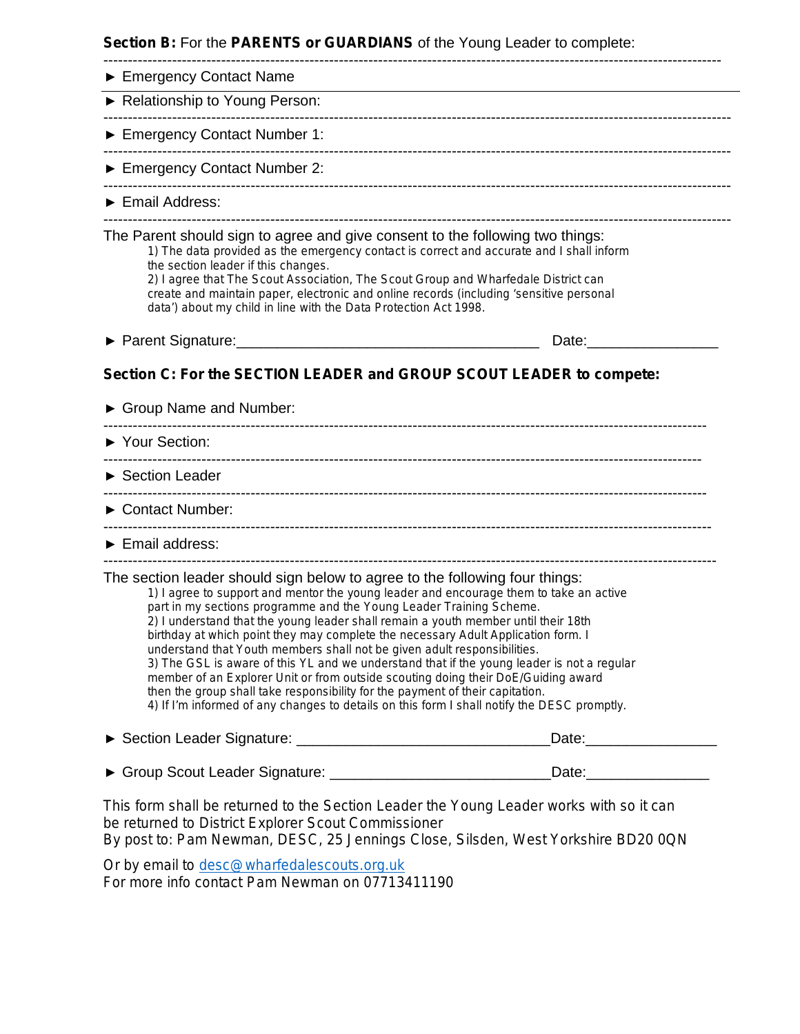**Section B:** For the **PARENTS or GUARDIANS** of the Young Leader to complete:

---

► Emergency Contact Name

► Relationship to Young Person:

---

► Emergency Contact Number 1:

---

► Emergency Contact Number 2:

---

► Email Address:

---

The Parent should sign to agree and give consent to the following two things:

1) The data provided as the emergency contact is correct and accurate and I shall inform the section leader if this changes.
2) I agree that The Scout Association, The Scout Group and Wharfedale District can create and maintain paper, electronic and online records (including 'sensitive personal data') about my child in line with the Data Protection Act 1998.

► Parent Signature:_____________________________________ Date:_______________

**Section C: For the SECTION LEADER and GROUP SCOUT LEADER to compete:**

► Group Name and Number:

---

► Your Section:

---

► Section Leader

---

► Contact Number:

---

► Email address:

---

The section leader should sign below to agree to the following four things:

1) I agree to support and mentor the young leader and encourage them to take an active part in my sections programme and the Young Leader Training Scheme.
2) I understand that the young leader shall remain a youth member until their 18th birthday at which point they may complete the necessary Adult Application form. I understand that Youth members shall not be given adult responsibilities.
3) The GSL is aware of this YL and we understand that if the young leader is not a regular member of an Explorer Unit or from outside scouting doing their DoE/Guiding award then the group shall take responsibility for the payment of their capitation.
4) If I'm informed of any changes to details on this form I shall notify the DESC promptly.

► Section Leader Signature: ______________________________Date:_______________

► Group Scout Leader Signature: __________________________Date:______________

This form shall be returned to the Section Leader the Young Leader works with so it can be returned to District Explorer Scout Commissioner
By post to: Pam Newman, DESC, 25 Jennings Close, Silsden, West Yorkshire BD20 0QN

Or by email to desc@wharfedalescouts.org.uk
For more info contact Pam Newman on 07713411190